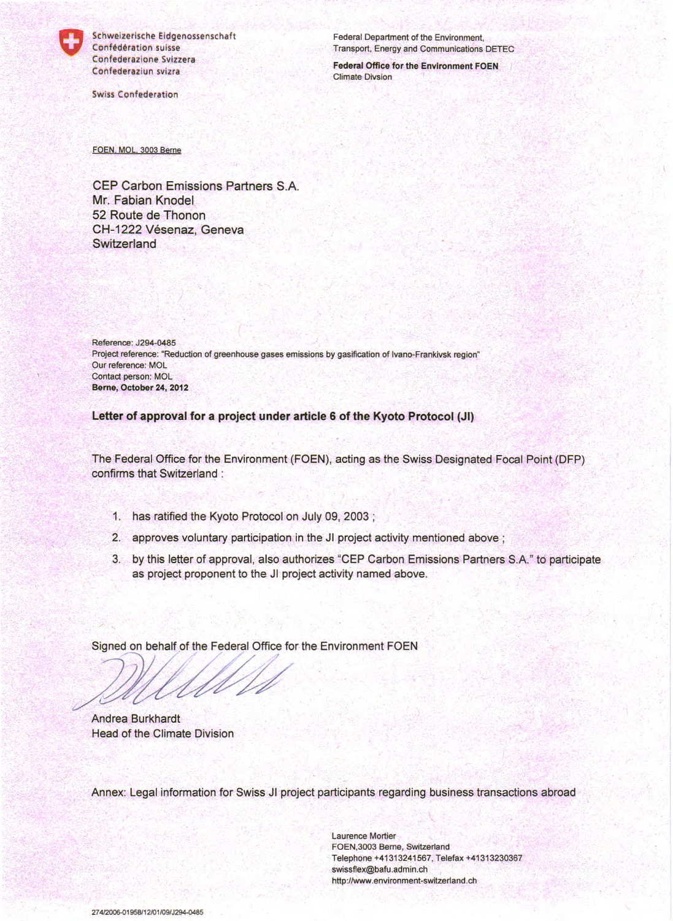Schweizerische Eidgenossenschaft
Confédération suisse
Confederazione Svizzera
Confederaziun svizra

Swiss Confederation

Federal Department of the Environment, Transport, Energy and Communications DETEC

**Federal Office for the Environment FOEN**
Climate Divsion

FOEN, MOL, 3003 Berne

CEP Carbon Emissions Partners S.A.
Mr. Fabian Knodel
52 Route de Thonon
CH-1222 Vésenaz, Geneva
Switzerland

Reference: J294-0485
Project reference: "Reduction of greenhouse gases emissions by gasification of Ivano-Frankivsk region"
Our reference: MOL
Contact person: MOL
**Berne, October 24, 2012**

**Letter of approval for a project under article 6 of the Kyoto Protocol (JI)**

The Federal Office for the Environment (FOEN), acting as the Swiss Designated Focal Point (DFP) confirms that Switzerland :

1. has ratified the Kyoto Protocol on July 09, 2003 ;
2. approves voluntary participation in the JI project activity mentioned above ;
3. by this letter of approval, also authorizes "CEP Carbon Emissions Partners S.A." to participate as project proponent to the JI project activity named above.

Signed on behalf of the Federal Office for the Environment FOEN

Andrea Burkhardt
Head of the Climate Division

Annex: Legal information for Swiss JI project participants regarding business transactions abroad

Laurence Mortier
FOEN,3003 Berne, Switzerland
Telephone +41313241567, Telefax +41313230367
swissflex@bafu.admin.ch
http://www.environment-switzerland.ch

274/2006-01958/12/01/09/J294-0485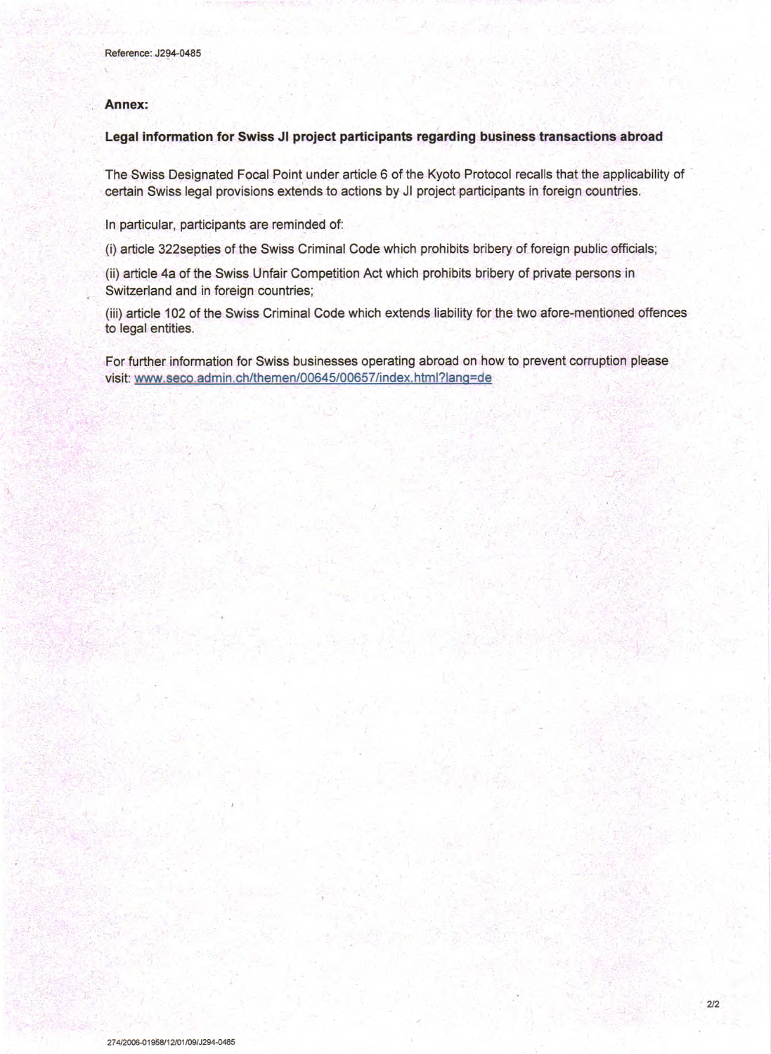Reference: J294-0485

## Annex:

### Legal information for Swiss JI project participants regarding business transactions abroad

The Swiss Designated Focal Point under article 6 of the Kyoto Protocol recalls that the applicability of certain Swiss legal provisions extends to actions by JI project participants in foreign countries.

In particular, participants are reminded of:

(i) article 322septies of the Swiss Criminal Code which prohibits bribery of foreign public officials;

(ii) article 4a of the Swiss Unfair Competition Act which prohibits bribery of private persons in Switzerland and in foreign countries;

(iii) article 102 of the Swiss Criminal Code which extends liability for the two afore-mentioned offences to legal entities.

For further information for Swiss businesses operating abroad on how to prevent corruption please visit: www.seco.admin.ch/themen/00645/00657/index.html?lang=de

274/2006-01958/12/01/09/J294-0485